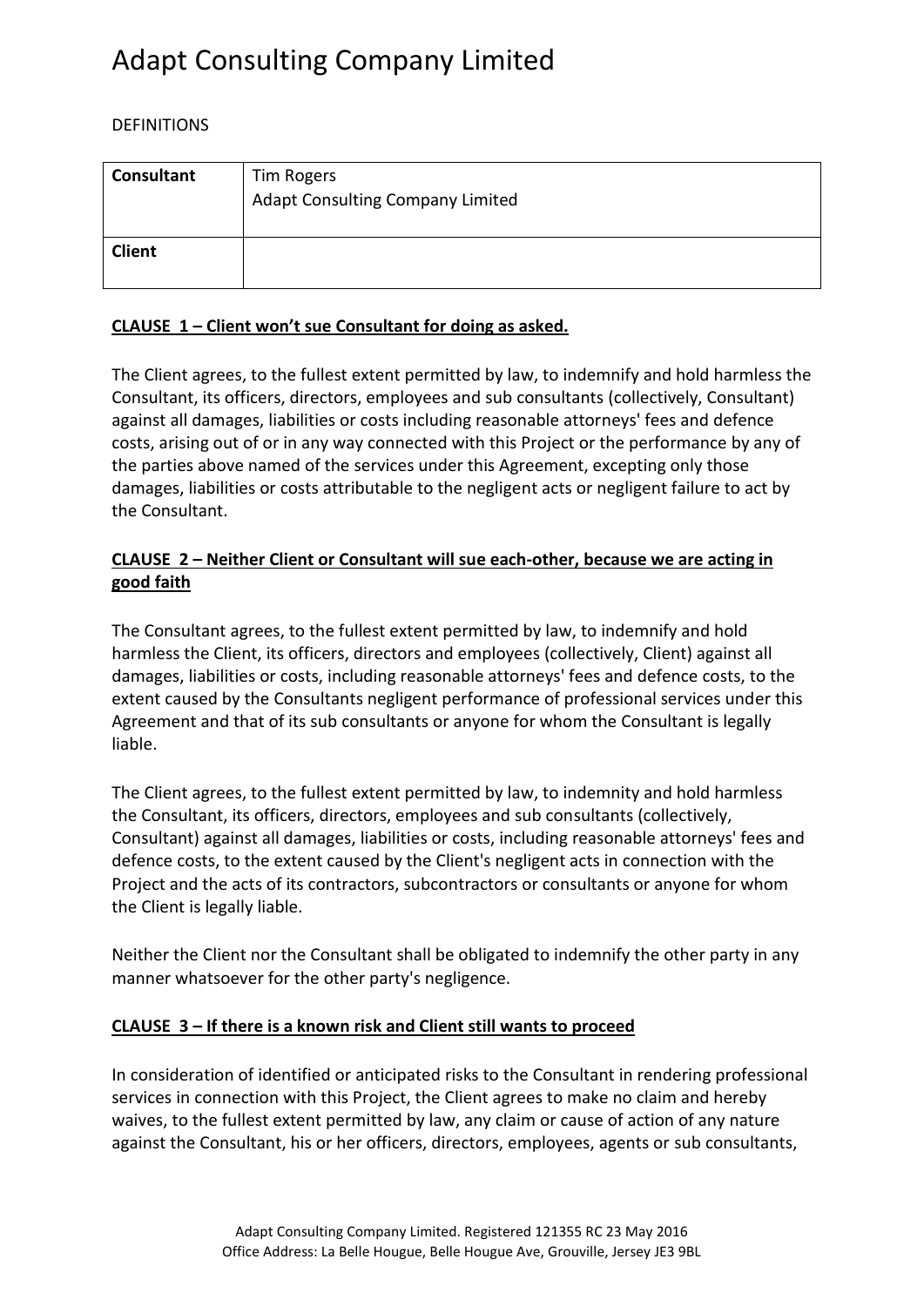# Adapt Consulting Company Limited

DEFINITIONS

| **Consultant** | Tim Rogers<br>Adapt Consulting Company Limited |
|---|---|
| **Client** | |

**<u>CLAUSE 1 – Client won't sue Consultant for doing as asked.</u>**

The Client agrees, to the fullest extent permitted by law, to indemnify and hold harmless the Consultant, its officers, directors, employees and sub consultants (collectively, Consultant) against all damages, liabilities or costs including reasonable attorneys' fees and defence costs, arising out of or in any way connected with this Project or the performance by any of the parties above named of the services under this Agreement, excepting only those damages, liabilities or costs attributable to the negligent acts or negligent failure to act by the Consultant.

**<u>CLAUSE 2 – Neither Client or Consultant will sue each-other, because we are acting in good faith</u>**

The Consultant agrees, to the fullest extent permitted by law, to indemnify and hold harmless the Client, its officers, directors and employees (collectively, Client) against all damages, liabilities or costs, including reasonable attorneys' fees and defence costs, to the extent caused by the Consultants negligent performance of professional services under this Agreement and that of its sub consultants or anyone for whom the Consultant is legally liable.

The Client agrees, to the fullest extent permitted by law, to indemnity and hold harmless the Consultant, its officers, directors, employees and sub consultants (collectively, Consultant) against all damages, liabilities or costs, including reasonable attorneys' fees and defence costs, to the extent caused by the Client's negligent acts in connection with the Project and the acts of its contractors, subcontractors or consultants or anyone for whom the Client is legally liable.

Neither the Client nor the Consultant shall be obligated to indemnify the other party in any manner whatsoever for the other party's negligence.

**<u>CLAUSE 3 – If there is a known risk and Client still wants to proceed</u>**

In consideration of identified or anticipated risks to the Consultant in rendering professional services in connection with this Project, the Client agrees to make no claim and hereby waives, to the fullest extent permitted by law, any claim or cause of action of any nature against the Consultant, his or her officers, directors, employees, agents or sub consultants,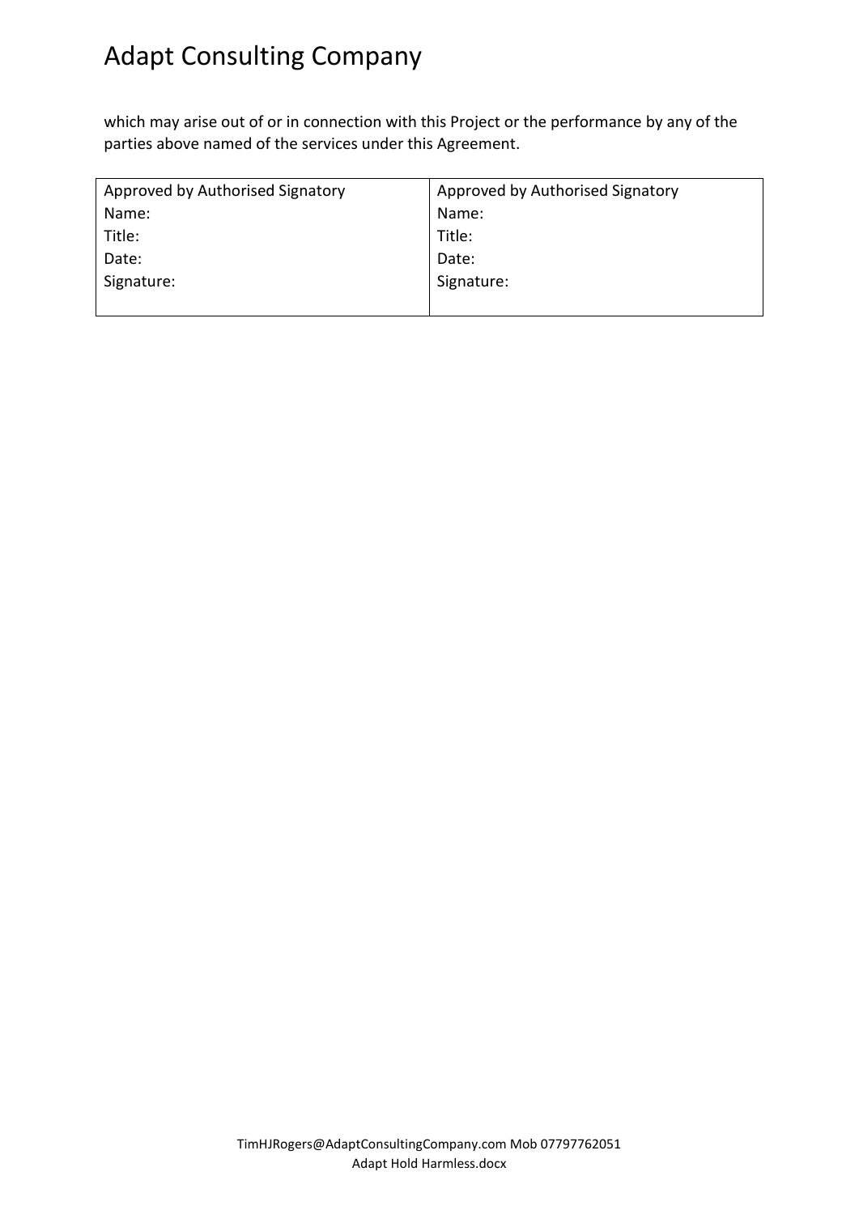which may arise out of or in connection with this Project or the performance by any of the parties above named of the services under this Agreement.

| | |
|---|---|
| Approved by Authorised Signatory<br>Name:<br>Title:<br>Date:<br>Signature: | Approved by Authorised Signatory<br>Name:<br>Title:<br>Date:<br>Signature: |